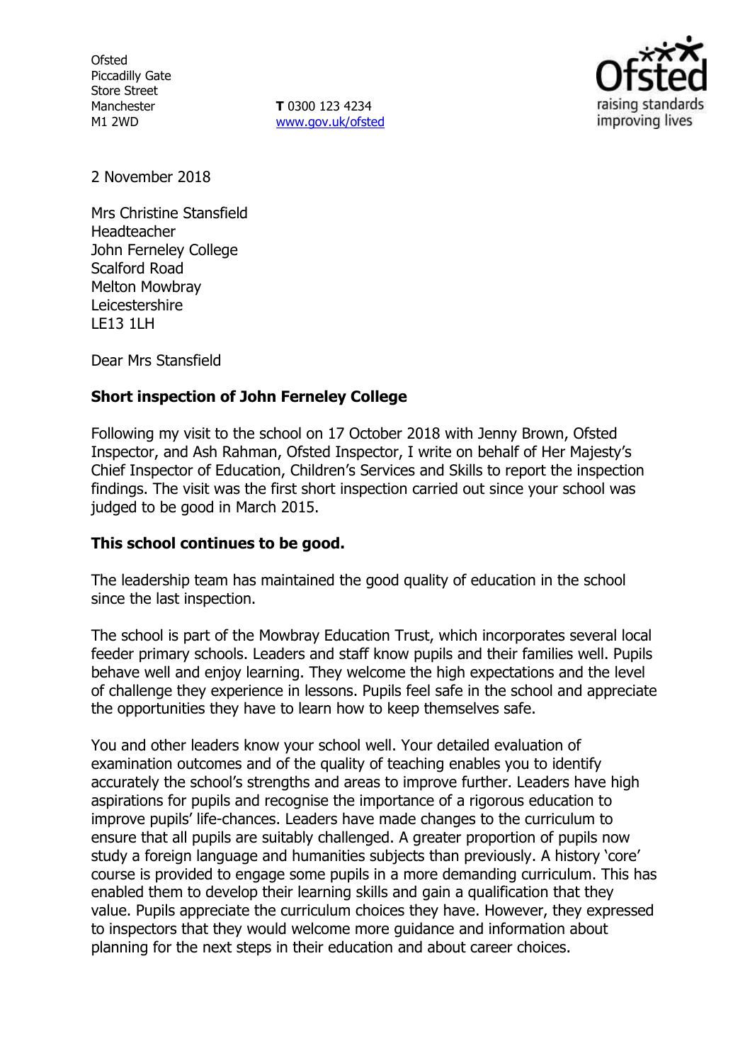Ofsted
Piccadilly Gate
Store Street
Manchester
M1 2WD

**T** 0300 123 4234
www.gov.uk/ofsted

2 November 2018

Mrs Christine Stansfield
Headteacher
John Ferneley College
Scalford Road
Melton Mowbray
Leicestershire
LE13 1LH

Dear Mrs Stansfield

**Short inspection of John Ferneley College**

Following my visit to the school on 17 October 2018 with Jenny Brown, Ofsted Inspector, and Ash Rahman, Ofsted Inspector, I write on behalf of Her Majesty's Chief Inspector of Education, Children's Services and Skills to report the inspection findings. The visit was the first short inspection carried out since your school was judged to be good in March 2015.

**This school continues to be good.**

The leadership team has maintained the good quality of education in the school since the last inspection.

The school is part of the Mowbray Education Trust, which incorporates several local feeder primary schools. Leaders and staff know pupils and their families well. Pupils behave well and enjoy learning. They welcome the high expectations and the level of challenge they experience in lessons. Pupils feel safe in the school and appreciate the opportunities they have to learn how to keep themselves safe.

You and other leaders know your school well. Your detailed evaluation of examination outcomes and of the quality of teaching enables you to identify accurately the school's strengths and areas to improve further. Leaders have high aspirations for pupils and recognise the importance of a rigorous education to improve pupils' life-chances. Leaders have made changes to the curriculum to ensure that all pupils are suitably challenged. A greater proportion of pupils now study a foreign language and humanities subjects than previously. A history 'core' course is provided to engage some pupils in a more demanding curriculum. This has enabled them to develop their learning skills and gain a qualification that they value. Pupils appreciate the curriculum choices they have. However, they expressed to inspectors that they would welcome more guidance and information about planning for the next steps in their education and about career choices.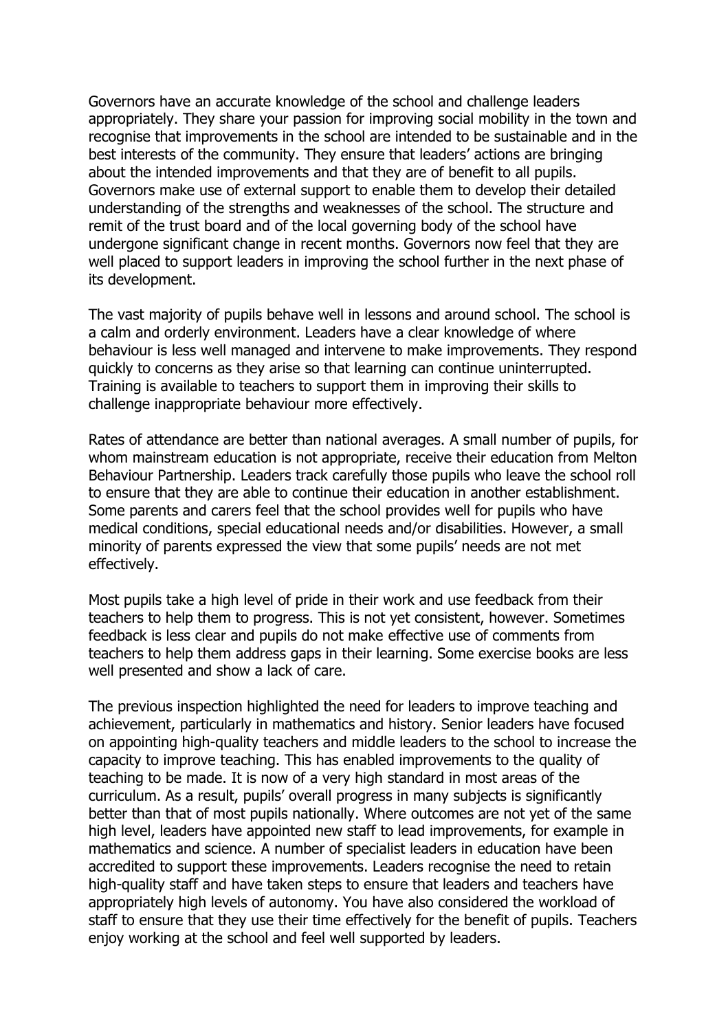Governors have an accurate knowledge of the school and challenge leaders appropriately. They share your passion for improving social mobility in the town and recognise that improvements in the school are intended to be sustainable and in the best interests of the community. They ensure that leaders' actions are bringing about the intended improvements and that they are of benefit to all pupils. Governors make use of external support to enable them to develop their detailed understanding of the strengths and weaknesses of the school. The structure and remit of the trust board and of the local governing body of the school have undergone significant change in recent months. Governors now feel that they are well placed to support leaders in improving the school further in the next phase of its development.

The vast majority of pupils behave well in lessons and around school. The school is a calm and orderly environment. Leaders have a clear knowledge of where behaviour is less well managed and intervene to make improvements. They respond quickly to concerns as they arise so that learning can continue uninterrupted. Training is available to teachers to support them in improving their skills to challenge inappropriate behaviour more effectively.

Rates of attendance are better than national averages. A small number of pupils, for whom mainstream education is not appropriate, receive their education from Melton Behaviour Partnership. Leaders track carefully those pupils who leave the school roll to ensure that they are able to continue their education in another establishment. Some parents and carers feel that the school provides well for pupils who have medical conditions, special educational needs and/or disabilities. However, a small minority of parents expressed the view that some pupils' needs are not met effectively.

Most pupils take a high level of pride in their work and use feedback from their teachers to help them to progress. This is not yet consistent, however. Sometimes feedback is less clear and pupils do not make effective use of comments from teachers to help them address gaps in their learning. Some exercise books are less well presented and show a lack of care.

The previous inspection highlighted the need for leaders to improve teaching and achievement, particularly in mathematics and history. Senior leaders have focused on appointing high-quality teachers and middle leaders to the school to increase the capacity to improve teaching. This has enabled improvements to the quality of teaching to be made. It is now of a very high standard in most areas of the curriculum. As a result, pupils' overall progress in many subjects is significantly better than that of most pupils nationally. Where outcomes are not yet of the same high level, leaders have appointed new staff to lead improvements, for example in mathematics and science. A number of specialist leaders in education have been accredited to support these improvements. Leaders recognise the need to retain high-quality staff and have taken steps to ensure that leaders and teachers have appropriately high levels of autonomy. You have also considered the workload of staff to ensure that they use their time effectively for the benefit of pupils. Teachers enjoy working at the school and feel well supported by leaders.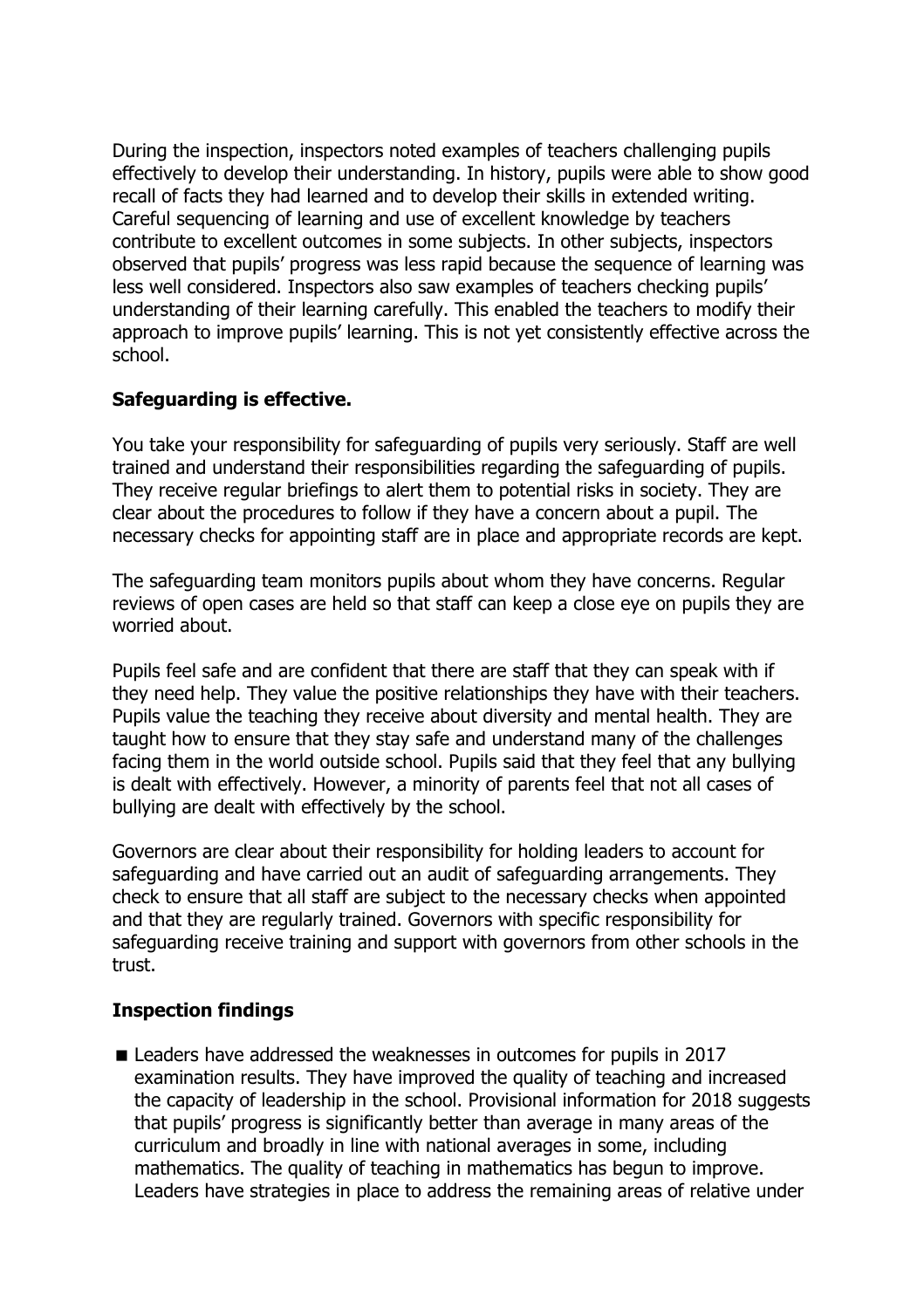During the inspection, inspectors noted examples of teachers challenging pupils effectively to develop their understanding. In history, pupils were able to show good recall of facts they had learned and to develop their skills in extended writing. Careful sequencing of learning and use of excellent knowledge by teachers contribute to excellent outcomes in some subjects. In other subjects, inspectors observed that pupils' progress was less rapid because the sequence of learning was less well considered. Inspectors also saw examples of teachers checking pupils' understanding of their learning carefully. This enabled the teachers to modify their approach to improve pupils' learning. This is not yet consistently effective across the school.

## Safeguarding is effective.

You take your responsibility for safeguarding of pupils very seriously. Staff are well trained and understand their responsibilities regarding the safeguarding of pupils. They receive regular briefings to alert them to potential risks in society. They are clear about the procedures to follow if they have a concern about a pupil. The necessary checks for appointing staff are in place and appropriate records are kept.

The safeguarding team monitors pupils about whom they have concerns. Regular reviews of open cases are held so that staff can keep a close eye on pupils they are worried about.

Pupils feel safe and are confident that there are staff that they can speak with if they need help. They value the positive relationships they have with their teachers. Pupils value the teaching they receive about diversity and mental health. They are taught how to ensure that they stay safe and understand many of the challenges facing them in the world outside school. Pupils said that they feel that any bullying is dealt with effectively. However, a minority of parents feel that not all cases of bullying are dealt with effectively by the school.

Governors are clear about their responsibility for holding leaders to account for safeguarding and have carried out an audit of safeguarding arrangements. They check to ensure that all staff are subject to the necessary checks when appointed and that they are regularly trained. Governors with specific responsibility for safeguarding receive training and support with governors from other schools in the trust.

## Inspection findings

- Leaders have addressed the weaknesses in outcomes for pupils in 2017 examination results. They have improved the quality of teaching and increased the capacity of leadership in the school. Provisional information for 2018 suggests that pupils' progress is significantly better than average in many areas of the curriculum and broadly in line with national averages in some, including mathematics. The quality of teaching in mathematics has begun to improve. Leaders have strategies in place to address the remaining areas of relative under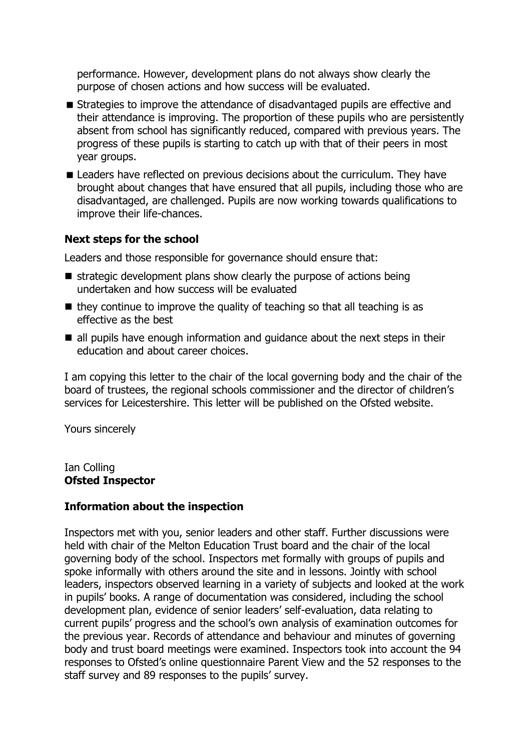performance. However, development plans do not always show clearly the purpose of chosen actions and how success will be evaluated.

- Strategies to improve the attendance of disadvantaged pupils are effective and their attendance is improving. The proportion of these pupils who are persistently absent from school has significantly reduced, compared with previous years. The progress of these pupils is starting to catch up with that of their peers in most year groups.
- Leaders have reflected on previous decisions about the curriculum. They have brought about changes that have ensured that all pupils, including those who are disadvantaged, are challenged. Pupils are now working towards qualifications to improve their life-chances.

### Next steps for the school

Leaders and those responsible for governance should ensure that:

- strategic development plans show clearly the purpose of actions being undertaken and how success will be evaluated
- they continue to improve the quality of teaching so that all teaching is as effective as the best
- all pupils have enough information and guidance about the next steps in their education and about career choices.

I am copying this letter to the chair of the local governing body and the chair of the board of trustees, the regional schools commissioner and the director of children's services for Leicestershire. This letter will be published on the Ofsted website.

Yours sincerely

Ian Colling
**Ofsted Inspector**

### Information about the inspection

Inspectors met with you, senior leaders and other staff. Further discussions were held with chair of the Melton Education Trust board and the chair of the local governing body of the school. Inspectors met formally with groups of pupils and spoke informally with others around the site and in lessons. Jointly with school leaders, inspectors observed learning in a variety of subjects and looked at the work in pupils' books. A range of documentation was considered, including the school development plan, evidence of senior leaders' self-evaluation, data relating to current pupils' progress and the school's own analysis of examination outcomes for the previous year. Records of attendance and behaviour and minutes of governing body and trust board meetings were examined. Inspectors took into account the 94 responses to Ofsted's online questionnaire Parent View and the 52 responses to the staff survey and 89 responses to the pupils' survey.